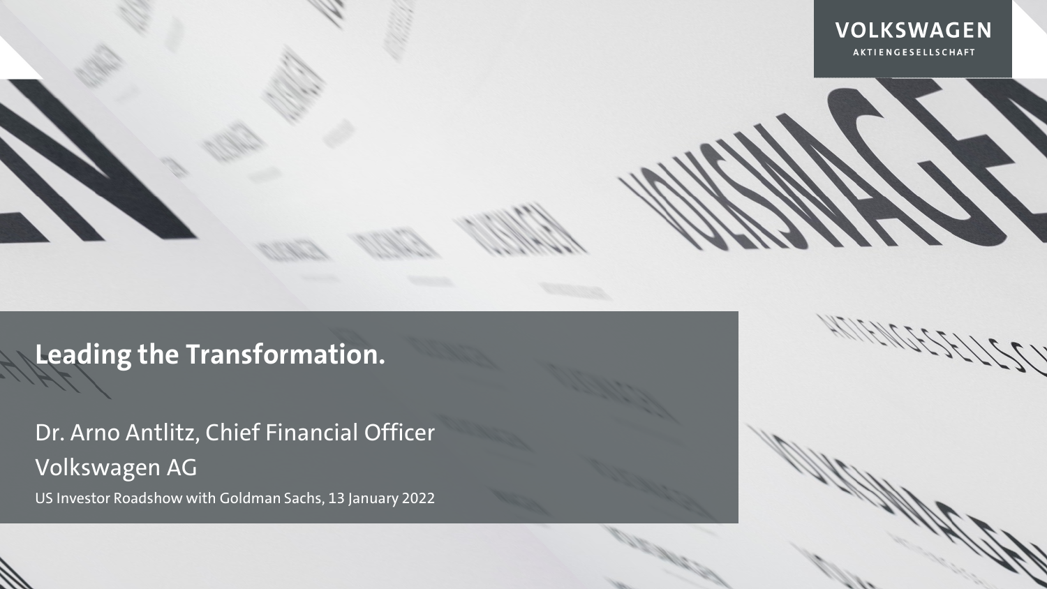VOLKSWAGEN
AKTIENGESELLSCHAFT

# Leading the Transformation.

Dr. Arno Antlitz, Chief Financial Officer
Volkswagen AG

US Investor Roadshow with Goldman Sachs, 13 January 2022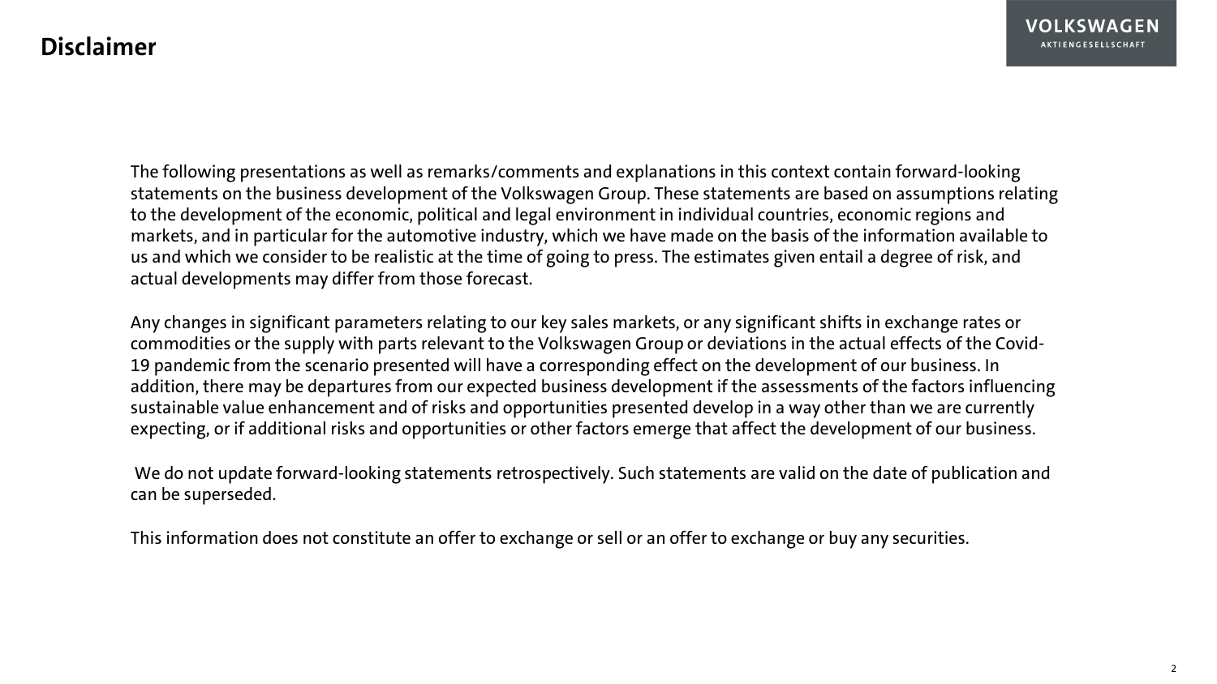# Disclaimer

The following presentations as well as remarks/comments and explanations in this context contain forward-looking statements on the business development of the Volkswagen Group. These statements are based on assumptions relating to the development of the economic, political and legal environment in individual countries, economic regions and markets, and in particular for the automotive industry, which we have made on the basis of the information available to us and which we consider to be realistic at the time of going to press. The estimates given entail a degree of risk, and actual developments may differ from those forecast.

Any changes in significant parameters relating to our key sales markets, or any significant shifts in exchange rates or commodities or the supply with parts relevant to the Volkswagen Group or deviations in the actual effects of the Covid-19 pandemic from the scenario presented will have a corresponding effect on the development of our business. In addition, there may be departures from our expected business development if the assessments of the factors influencing sustainable value enhancement and of risks and opportunities presented develop in a way other than we are currently expecting, or if additional risks and opportunities or other factors emerge that affect the development of our business.

We do not update forward-looking statements retrospectively. Such statements are valid on the date of publication and can be superseded.

This information does not constitute an offer to exchange or sell or an offer to exchange or buy any securities.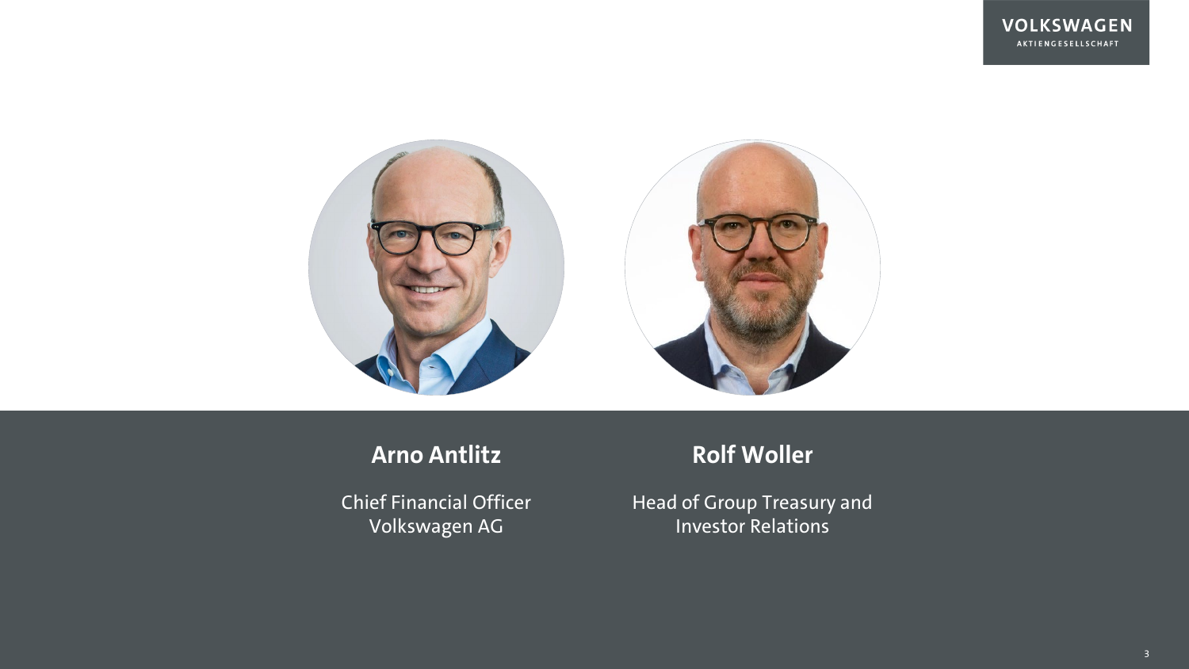**Arno Antlitz**

Chief Financial Officer
Volkswagen AG

**Rolf Woller**

Head of Group Treasury and
Investor Relations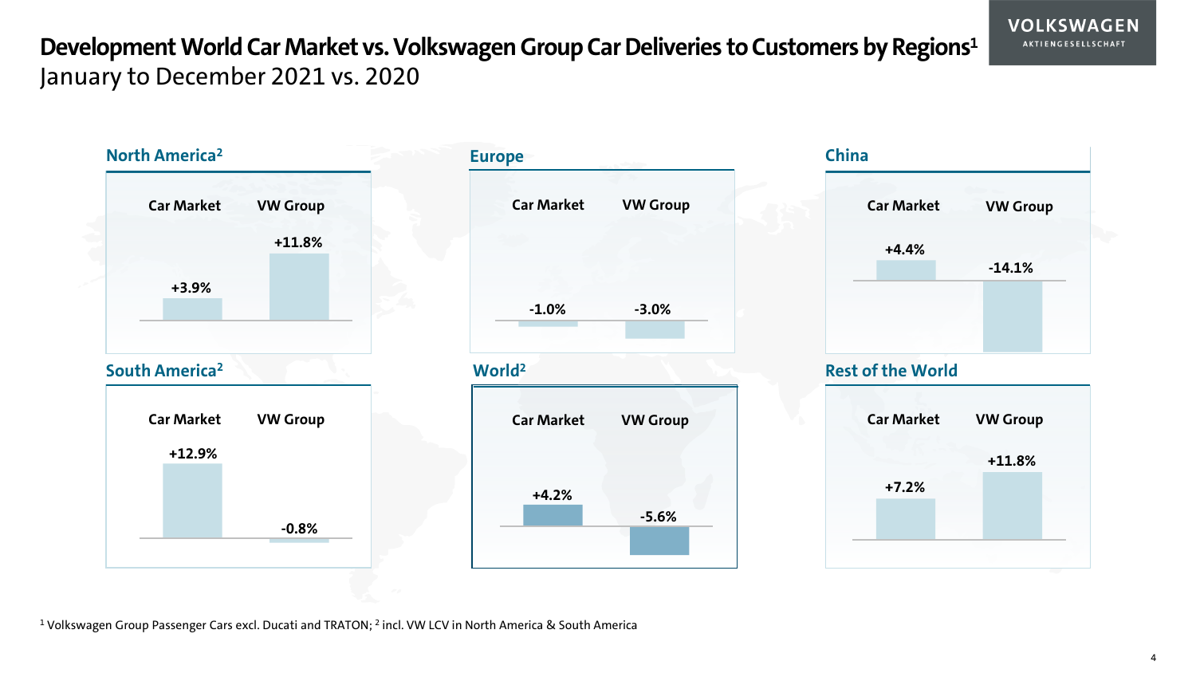# Development World Car Market vs. Volkswagen Group Car Deliveries to Customers by Regions[1]

January to December 2021 vs. 2020

## North America[2]

| Car Market | VW Group |
|---|---|
| +3.9% | +11.8% |

## Europe

| Car Market | VW Group |
|---|---|
| -1.0% | -3.0% |

## China

| Car Market | VW Group |
|---|---|
| +4.4% | -14.1% |

## South America[2]

| Car Market | VW Group |
|---|---|
| +12.9% | -0.8% |

## World[2]

| Car Market | VW Group |
|---|---|
| +4.2% | -5.6% |

## Rest of the World

| Car Market | VW Group |
|---|---|
| +7.2% | +11.8% |

[1] Volkswagen Group Passenger Cars excl. Ducati and TRATON; [2] incl. VW LCV in North America & South America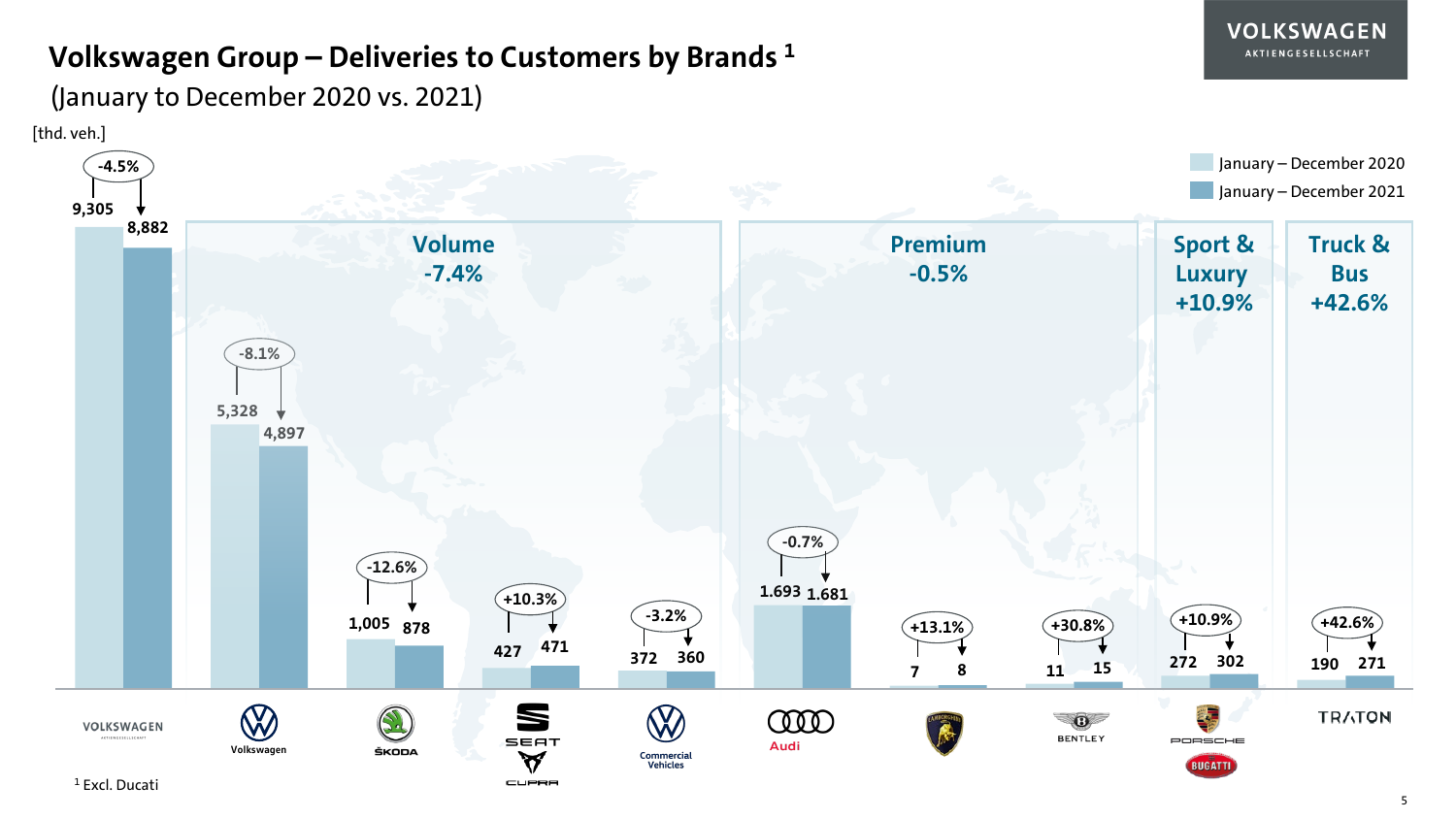# Volkswagen Group – Deliveries to Customers by Brands [1]

(January to December 2020 vs. 2021)

[thd. veh.]

| Segment | Brand | January – December 2020 | January – December 2021 | Change |
|---|---|---|---|---|
| | Volkswagen AG | 9,305 | 8,882 | -4.5% |
| Volume -7.4% | Volkswagen | 5,328 | 4,897 | -8.1% |
| | ŠKODA | 1,005 | 878 | -12.6% |
| | SEAT / CUPRA | 427 | 471 | +10.3% |
| | Commercial Vehicles | 372 | 360 | -3.2% |
| Premium -0.5% | Audi | 1.693 | 1.681 | -0.7% |
| | Lamborghini | 7 | 8 | +13.1% |
| | Bentley | 11 | 15 | +30.8% |
| Sport & Luxury +10.9% | Porsche / Bugatti | 272 | 302 | +10.9% |
| Truck & Bus +42.6% | TRATON | 190 | 271 | +42.6% |

[1] Excl. Ducati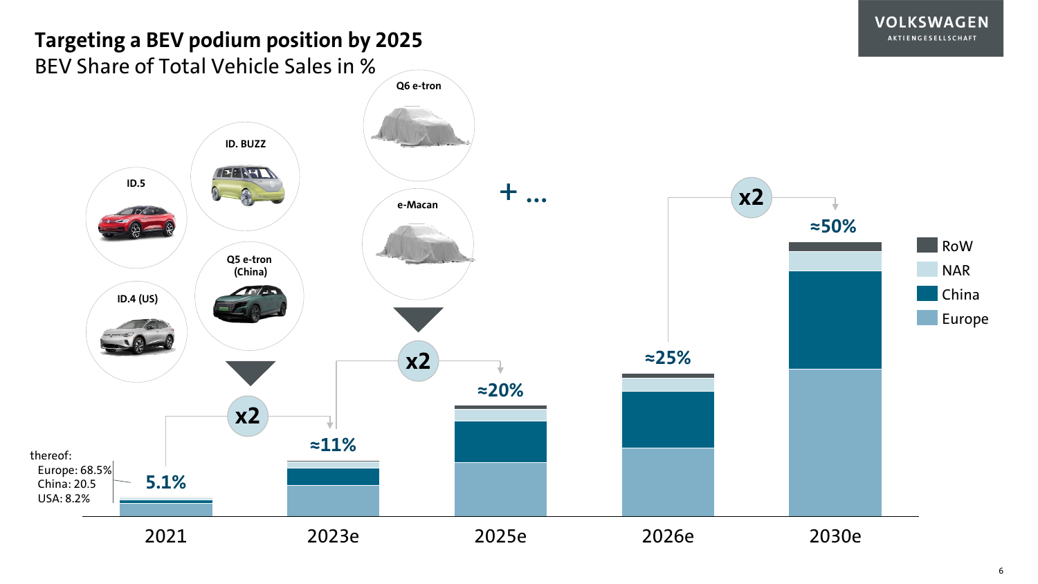# Targeting a BEV podium position by 2025

BEV Share of Total Vehicle Sales in %

ID.5

ID. BUZZ

ID.4 (US)

Q5 e-tron (China)

Q6 e-tron

e-Macan

+ ...

x2

x2

x2

thereof:
Europe: 68.5%
China: 20.5
USA: 8.2%

| | 2021 | 2023e | 2025e | 2026e | 2030e |
|---|---|---|---|---|---|
| BEV share | 5.1% | ≈11% | ≈20% | ≈25% | ≈50% |

RoW

NAR

China

Europe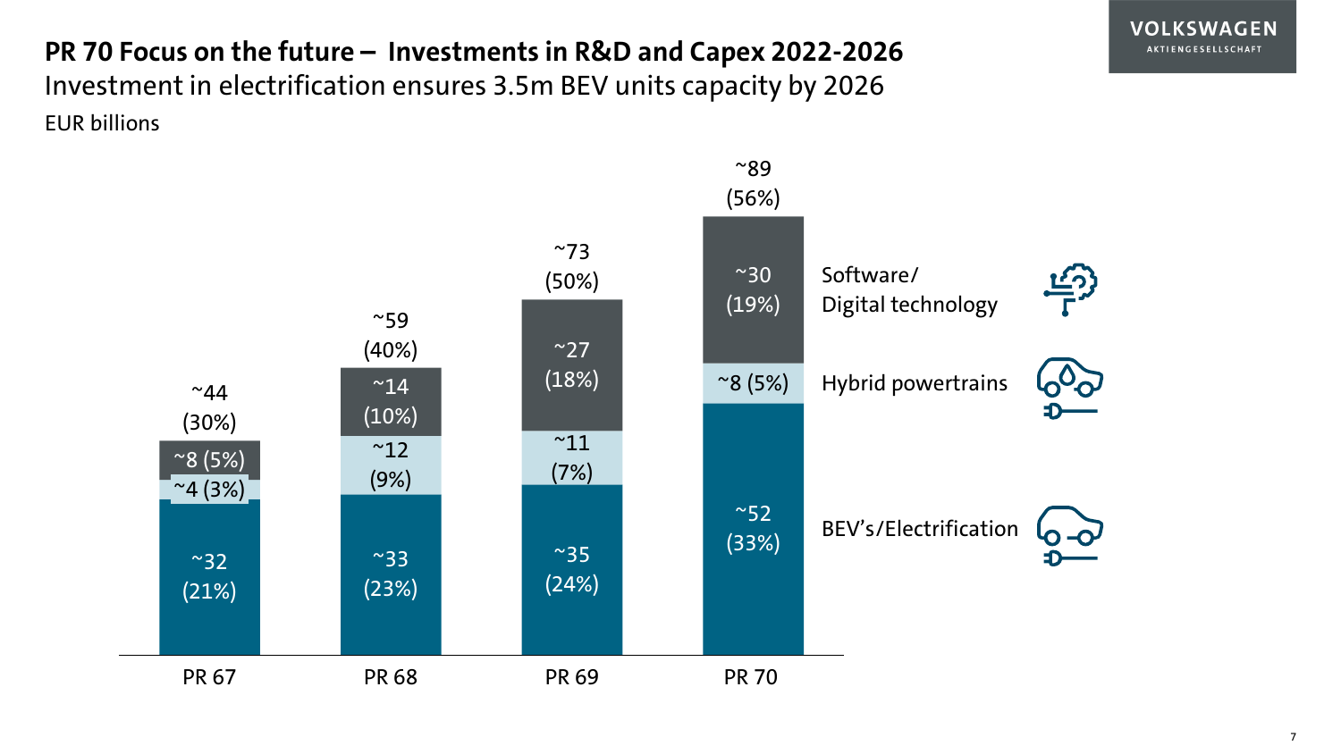# PR 70 Focus on the future – Investments in R&D and Capex 2022-2026

## Investment in electrification ensures 3.5m BEV units capacity by 2026

EUR billions

| | PR 67 | PR 68 | PR 69 | PR 70 |
|---|---|---|---|---|
| Total (Future share) | ~44 (30%) | ~59 (40%) | ~73 (50%) | ~89 (56%) |
| Software/ Digital technology | ~8 (5%) | ~14 (10%) | ~27 (18%) | ~30 (19%) |
| Hybrid powertrains | ~4 (3%) | ~12 (9%) | ~11 (7%) | ~8 (5%) |
| BEV's/Electrification | ~32 (21%) | ~33 (23%) | ~35 (24%) | ~52 (33%) |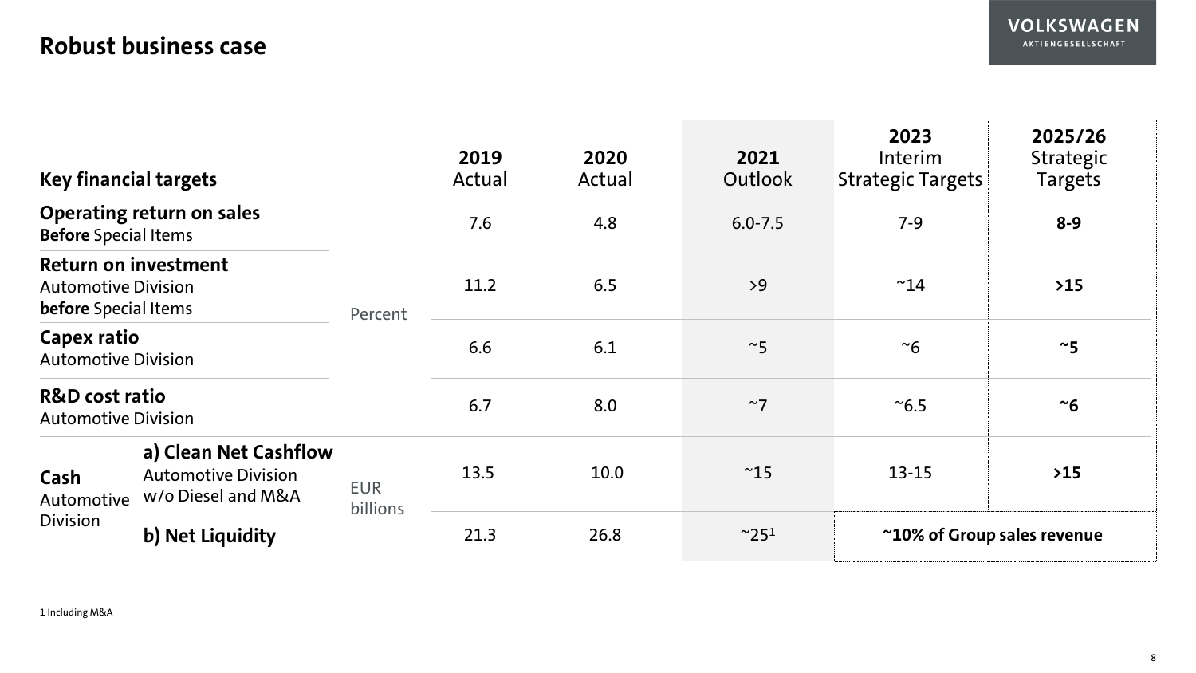# Robust business case

| Key financial targets | | | 2019 Actual | 2020 Actual | 2021 Outlook | 2023 Interim Strategic Targets | 2025/26 Strategic Targets |
|---|---|---|---|---|---|---|---|
| **Operating return on sales** **Before** Special Items | | Percent | 7.6 | 4.8 | 6.0-7.5 | 7-9 | **8-9** |
| **Return on investment** Automotive Division **before** Special Items | | Percent | 11.2 | 6.5 | >9 | ~14 | **>15** |
| **Capex ratio** Automotive Division | | Percent | 6.6 | 6.1 | ~5 | ~6 | **~5** |
| **R&D cost ratio** Automotive Division | | Percent | 6.7 | 8.0 | ~7 | ~6.5 | **~6** |
| **Cash** Automotive Division | **a) Clean Net Cashflow** Automotive Division w/o Diesel and M&A | EUR billions | 13.5 | 10.0 | ~15 | 13-15 | **>15** |
| | **b) Net Liquidity** | EUR billions | 21.3 | 26.8 | ~25[1] | **~10% of Group sales revenue** | |

1 Including M&A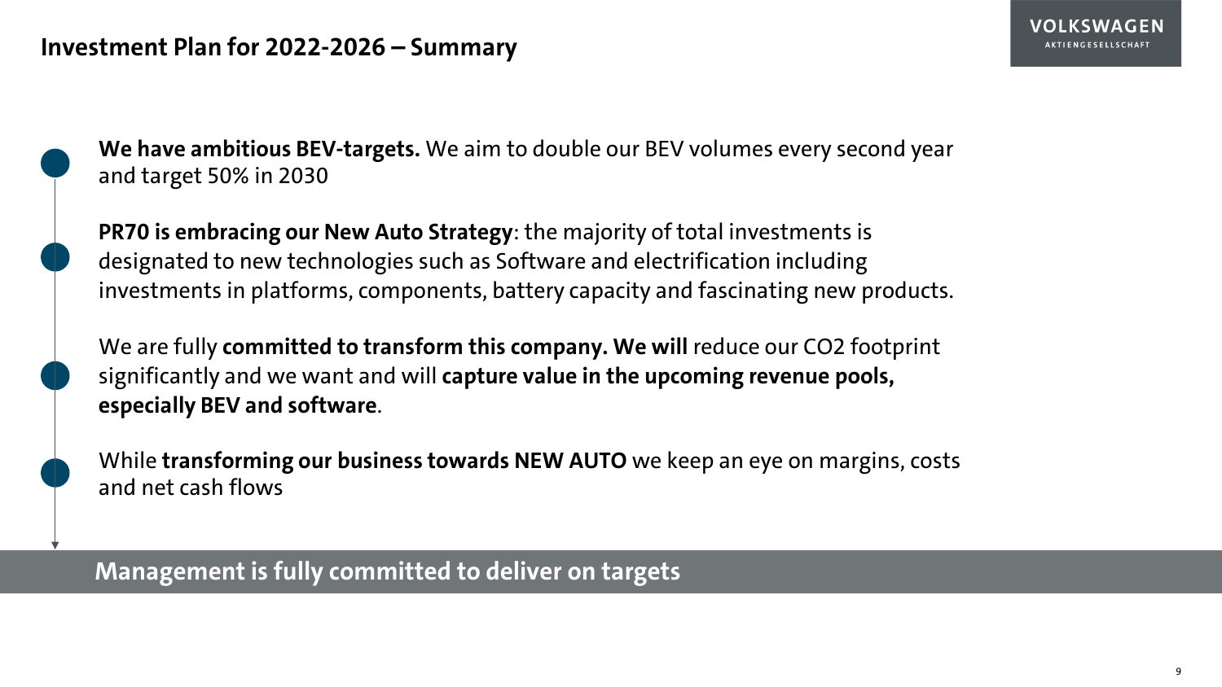# Investment Plan for 2022-2026 – Summary

**We have ambitious BEV-targets.** We aim to double our BEV volumes every second year and target 50% in 2030

**PR70 is embracing our New Auto Strategy**: the majority of total investments is designated to new technologies such as Software and electrification including investments in platforms, components, battery capacity and fascinating new products.

We are fully **committed to transform this company. We will** reduce our CO2 footprint significantly and we want and will **capture value in the upcoming revenue pools, especially BEV and software**.

While **transforming our business towards NEW AUTO** we keep an eye on margins, costs and net cash flows

**Management is fully committed to deliver on targets**